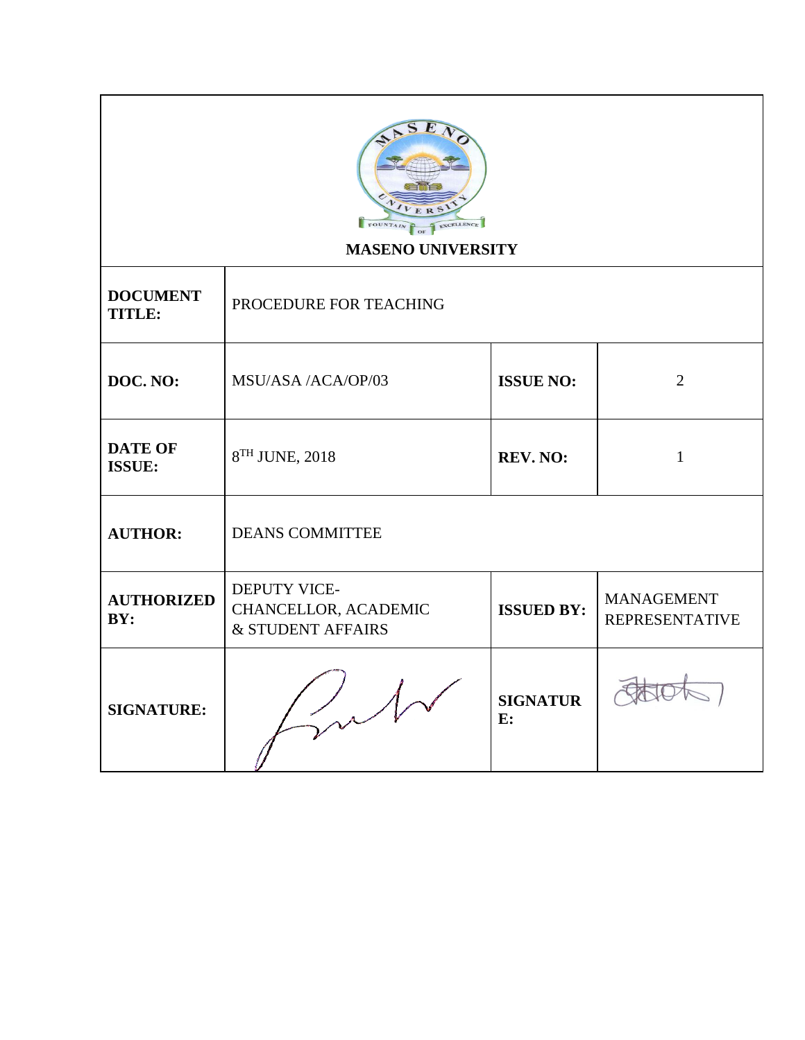**MASENO UNIVERSITY**

| **DOCUMENT TITLE:** | PROCEDURE FOR TEACHING | | |
|---|---|---|---|
| **DOC. NO:** | MSU/ASA /ACA/OP/03 | **ISSUE NO:** | 2 |
| **DATE OF ISSUE:** | 8TH JUNE, 2018 | **REV. NO:** | 1 |
| **AUTHOR:** | DEANS COMMITTEE | | |
| **AUTHORIZED BY:** | DEPUTY VICE-CHANCELLOR, ACADEMIC & STUDENT AFFAIRS | **ISSUED BY:** | MANAGEMENT REPRESENTATIVE |
| **SIGNATURE:** | | **SIGNATURE:** | |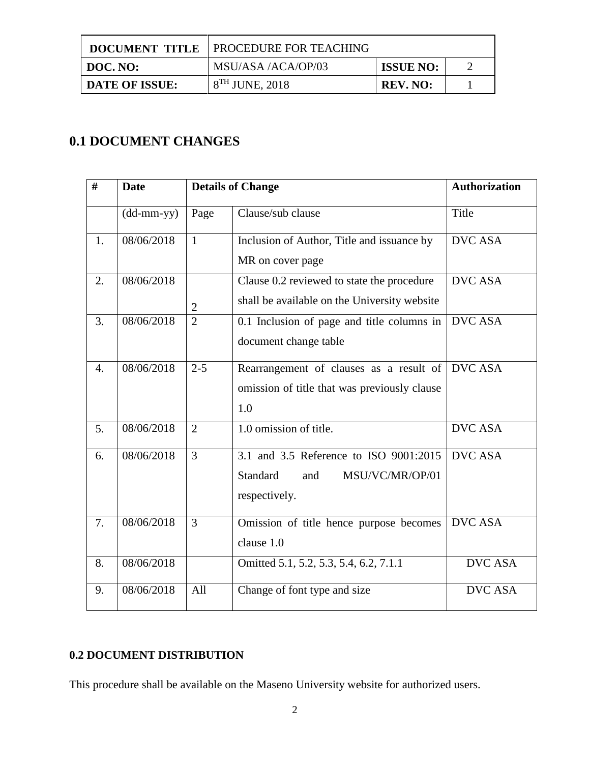| DOCUMENT TITLE | PROCEDURE FOR TEACHING | | |
|---|---|---|---|
| DOC. NO: | MSU/ASA /ACA/OP/03 | ISSUE NO: | 2 |
| DATE OF ISSUE: | $8^{TH}$ JUNE, 2018 | REV. NO: | 1 |

## 0.1 DOCUMENT CHANGES

| # | Date | Details of Change | | Authorization |
|---|---|---|---|---|
| | (dd-mm-yy) | Page | Clause/sub clause | Title |
| 1. | 08/06/2018 | 1 | Inclusion of Author, Title and issuance by MR on cover page | DVC ASA |
| 2. | 08/06/2018 | 2 | Clause 0.2 reviewed to state the procedure shall be available on the University website | DVC ASA |
| 3. | 08/06/2018 | 2 | 0.1 Inclusion of page and title columns in document change table | DVC ASA |
| 4. | 08/06/2018 | 2-5 | Rearrangement of clauses as a result of omission of title that was previously clause 1.0 | DVC ASA |
| 5. | 08/06/2018 | 2 | 1.0 omission of title. | DVC ASA |
| 6. | 08/06/2018 | 3 | 3.1 and 3.5 Reference to ISO 9001:2015 Standard and MSU/VC/MR/OP/01 respectively. | DVC ASA |
| 7. | 08/06/2018 | 3 | Omission of title hence purpose becomes clause 1.0 | DVC ASA |
| 8. | 08/06/2018 | | Omitted 5.1, 5.2, 5.3, 5.4, 6.2, 7.1.1 | DVC ASA |
| 9. | 08/06/2018 | All | Change of font type and size | DVC ASA |

### 0.2 DOCUMENT DISTRIBUTION

This procedure shall be available on the Maseno University website for authorized users.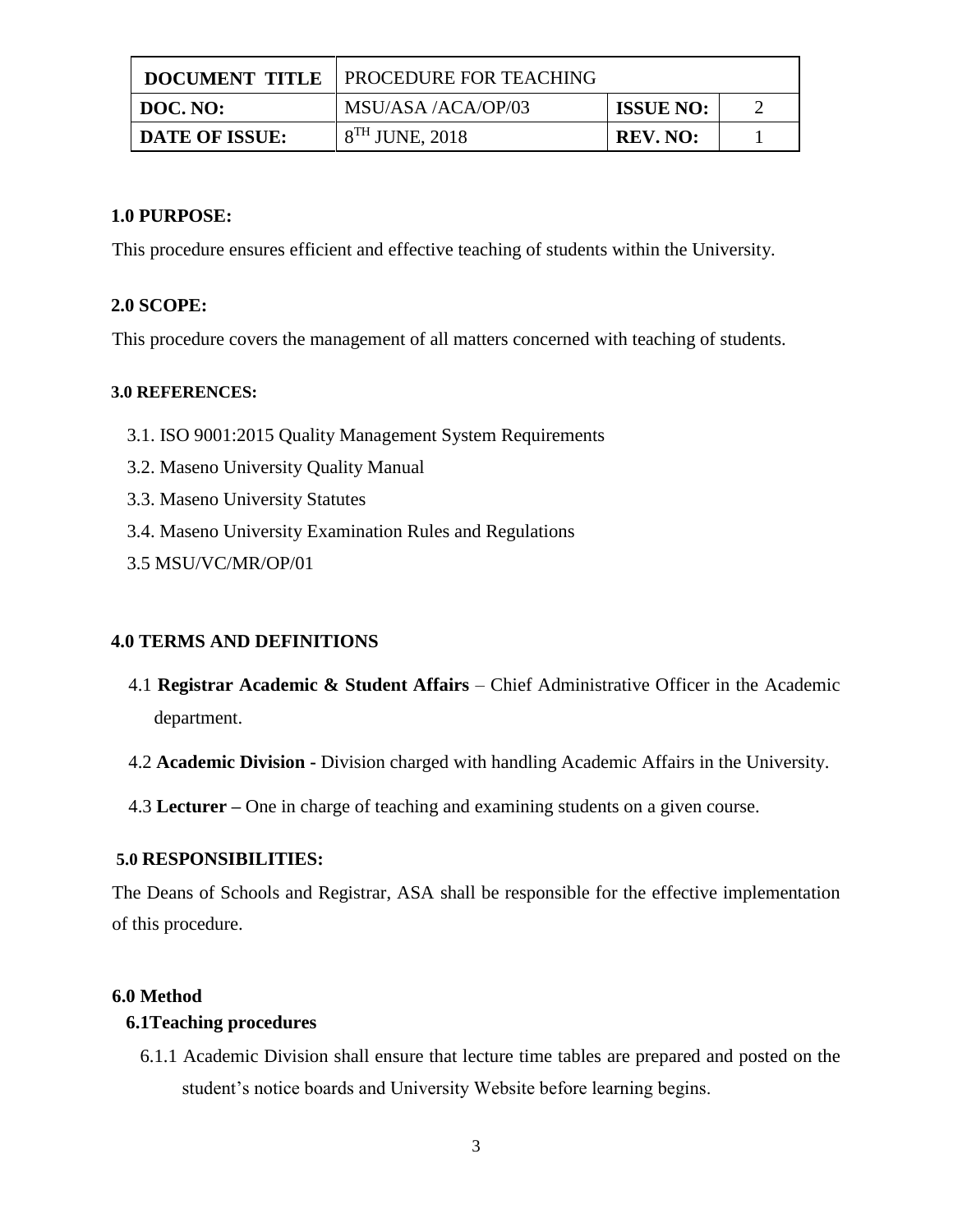| DOCUMENT TITLE | PROCEDURE FOR TEACHING | | |
| --- | --- | --- | --- |
| DOC. NO: | MSU/ASA /ACA/OP/03 | ISSUE NO: | 2 |
| DATE OF ISSUE: | 8TH JUNE, 2018 | REV. NO: | 1 |

**1.0 PURPOSE:**

This procedure ensures efficient and effective teaching of students within the University.

**2.0 SCOPE:**

This procedure covers the management of all matters concerned with teaching of students.

**3.0 REFERENCES:**

3.1. ISO 9001:2015 Quality Management System Requirements

3.2. Maseno University Quality Manual

3.3. Maseno University Statutes

3.4. Maseno University Examination Rules and Regulations

3.5 MSU/VC/MR/OP/01

**4.0 TERMS AND DEFINITIONS**

4.1 **Registrar Academic & Student Affairs** – Chief Administrative Officer in the Academic department.

4.2 **Academic Division -** Division charged with handling Academic Affairs in the University.

4.3 **Lecturer –** One in charge of teaching and examining students on a given course.

**5.0 RESPONSIBILITIES:**

The Deans of Schools and Registrar, ASA shall be responsible for the effective implementation of this procedure.

**6.0 Method**

**6.1Teaching procedures**

6.1.1 Academic Division shall ensure that lecture time tables are prepared and posted on the student's notice boards and University Website before learning begins.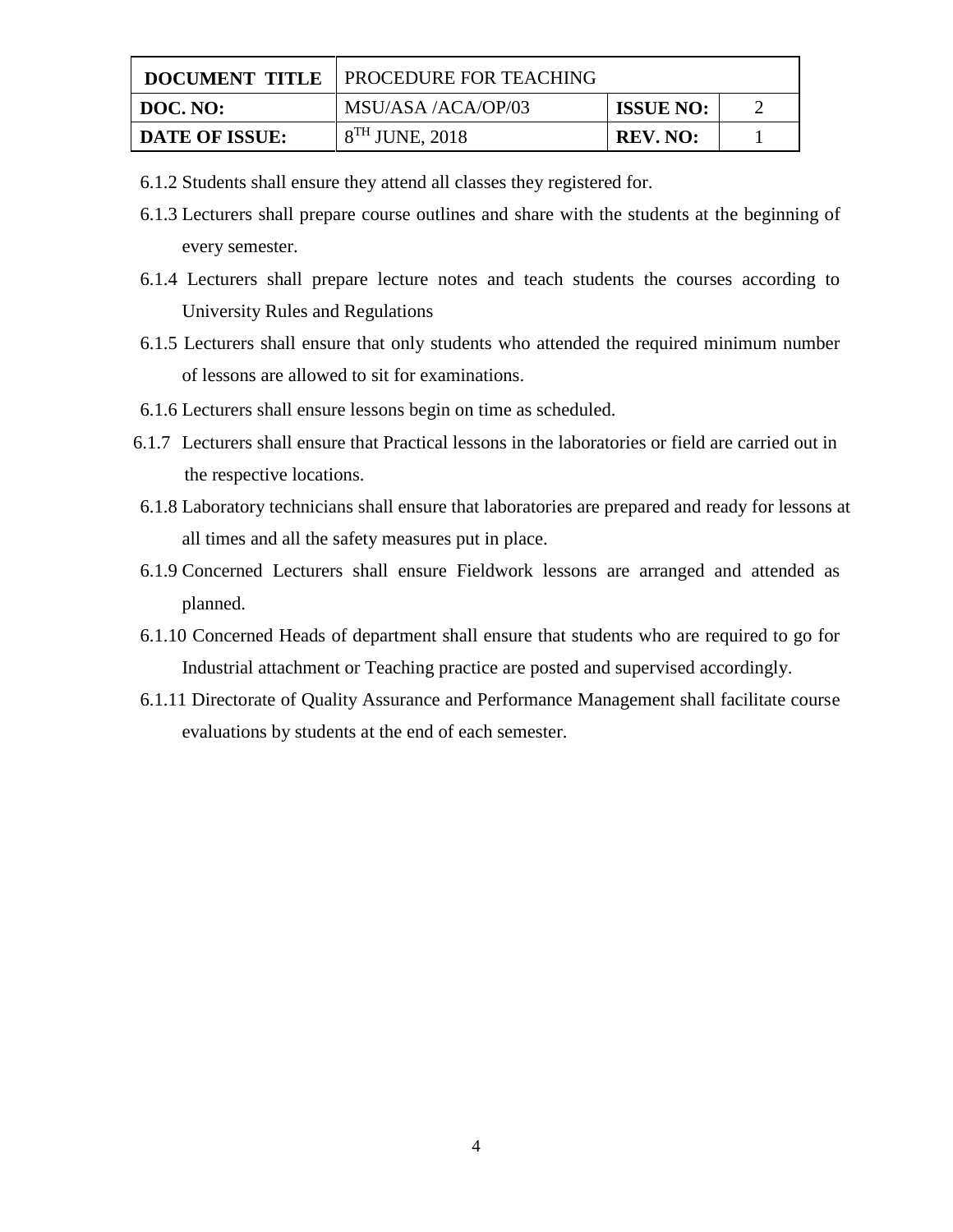6.1.2 Students shall ensure they attend all classes they registered for.

6.1.3 Lecturers shall prepare course outlines and share with the students at the beginning of every semester.

6.1.4 Lecturers shall prepare lecture notes and teach students the courses according to University Rules and Regulations

6.1.5 Lecturers shall ensure that only students who attended the required minimum number of lessons are allowed to sit for examinations.

6.1.6 Lecturers shall ensure lessons begin on time as scheduled.

6.1.7 Lecturers shall ensure that Practical lessons in the laboratories or field are carried out in the respective locations.

6.1.8 Laboratory technicians shall ensure that laboratories are prepared and ready for lessons at all times and all the safety measures put in place.

6.1.9 Concerned Lecturers shall ensure Fieldwork lessons are arranged and attended as planned.

6.1.10 Concerned Heads of department shall ensure that students who are required to go for Industrial attachment or Teaching practice are posted and supervised accordingly.

6.1.11 Directorate of Quality Assurance and Performance Management shall facilitate course evaluations by students at the end of each semester.